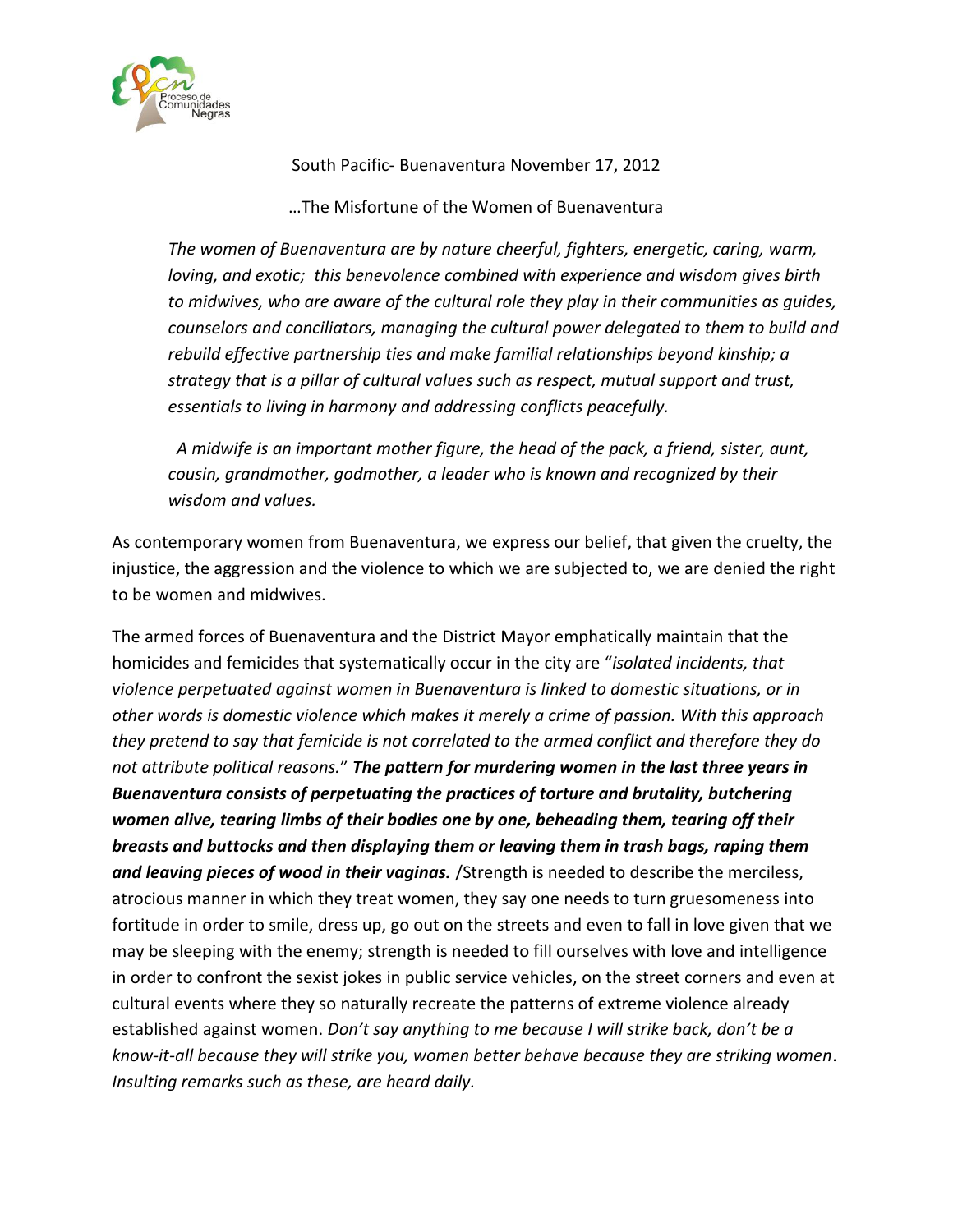South Pacific- Buenaventura November 17, 2012

…The Misfortune of the Women of Buenaventura

*The women of Buenaventura are by nature cheerful, fighters, energetic, caring, warm, loving, and exotic; this benevolence combined with experience and wisdom gives birth to midwives, who are aware of the cultural role they play in their communities as guides, counselors and conciliators, managing the cultural power delegated to them to build and rebuild effective partnership ties and make familial relationships beyond kinship; a strategy that is a pillar of cultural values such as respect, mutual support and trust, essentials to living in harmony and addressing conflicts peacefully.*

*A midwife is an important mother figure, the head of the pack, a friend, sister, aunt, cousin, grandmother, godmother, a leader who is known and recognized by their wisdom and values.*

As contemporary women from Buenaventura, we express our belief, that given the cruelty, the injustice, the aggression and the violence to which we are subjected to, we are denied the right to be women and midwives.

The armed forces of Buenaventura and the District Mayor emphatically maintain that the homicides and femicides that systematically occur in the city are "*isolated incidents, that violence perpetuated against women in Buenaventura is linked to domestic situations, or in other words is domestic violence which makes it merely a crime of passion. With this approach they pretend to say that femicide is not correlated to the armed conflict and therefore they do not attribute political reasons.*" ***The pattern for murdering women in the last three years in Buenaventura consists of perpetuating the practices of torture and brutality, butchering women alive, tearing limbs of their bodies one by one, beheading them, tearing off their breasts and buttocks and then displaying them or leaving them in trash bags, raping them and leaving pieces of wood in their vaginas.*** /Strength is needed to describe the merciless, atrocious manner in which they treat women, they say one needs to turn gruesomeness into fortitude in order to smile, dress up, go out on the streets and even to fall in love given that we may be sleeping with the enemy; strength is needed to fill ourselves with love and intelligence in order to confront the sexist jokes in public service vehicles, on the street corners and even at cultural events where they so naturally recreate the patterns of extreme violence already established against women. *Don't say anything to me because I will strike back, don't be a know-it-all because they will strike you, women better behave because they are striking women*. *Insulting remarks such as these, are heard daily.*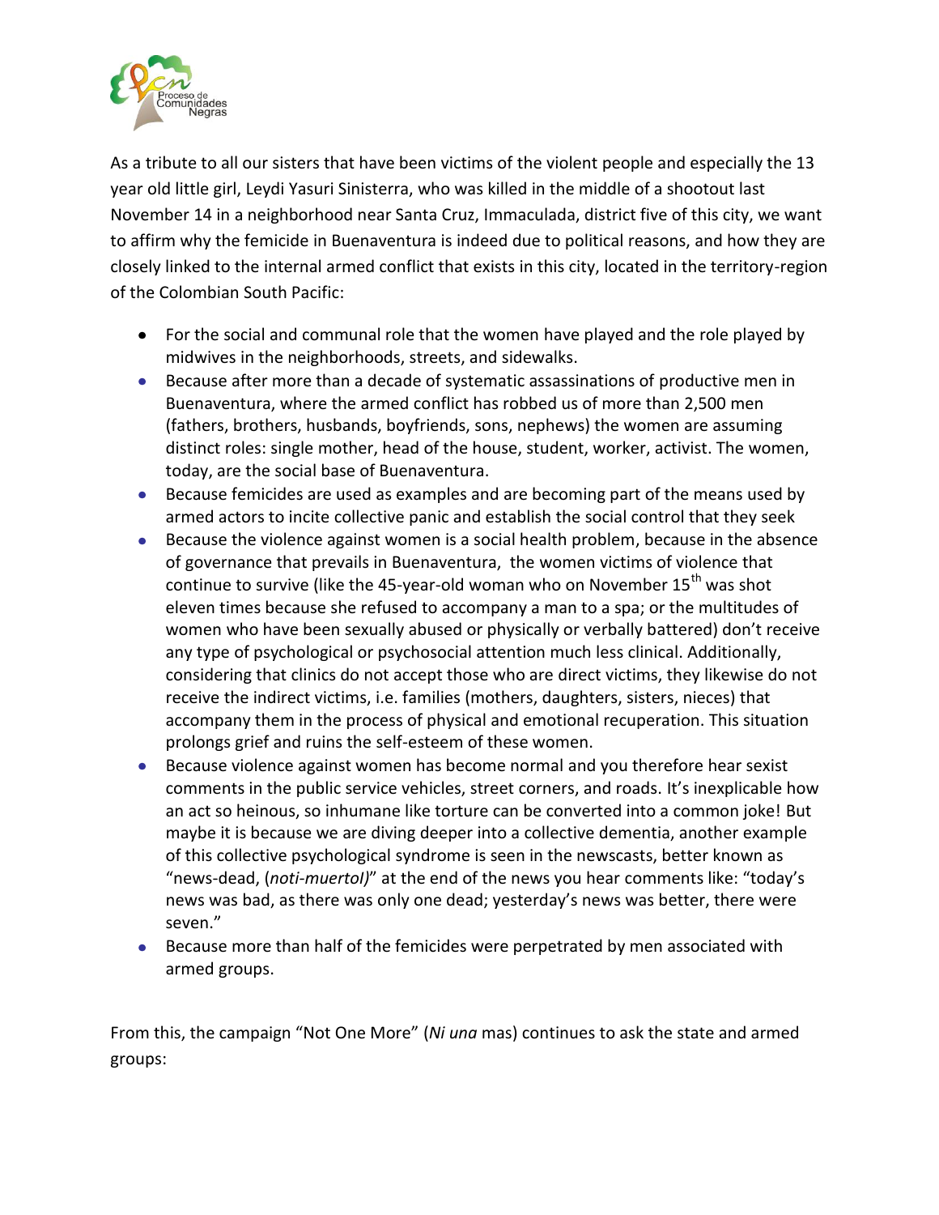As a tribute to all our sisters that have been victims of the violent people and especially the 13 year old little girl, Leydi Yasuri Sinisterra, who was killed in the middle of a shootout last November 14 in a neighborhood near Santa Cruz, Immaculada, district five of this city, we want to affirm why the femicide in Buenaventura is indeed due to political reasons, and how they are closely linked to the internal armed conflict that exists in this city, located in the territory-region of the Colombian South Pacific:

- For the social and communal role that the women have played and the role played by midwives in the neighborhoods, streets, and sidewalks.
- Because after more than a decade of systematic assassinations of productive men in Buenaventura, where the armed conflict has robbed us of more than 2,500 men (fathers, brothers, husbands, boyfriends, sons, nephews) the women are assuming distinct roles: single mother, head of the house, student, worker, activist. The women, today, are the social base of Buenaventura.
- Because femicides are used as examples and are becoming part of the means used by armed actors to incite collective panic and establish the social control that they seek
- Because the violence against women is a social health problem, because in the absence of governance that prevails in Buenaventura, the women victims of violence that continue to survive (like the 45-year-old woman who on November 15th was shot eleven times because she refused to accompany a man to a spa; or the multitudes of women who have been sexually abused or physically or verbally battered) don't receive any type of psychological or psychosocial attention much less clinical. Additionally, considering that clinics do not accept those who are direct victims, they likewise do not receive the indirect victims, i.e. families (mothers, daughters, sisters, nieces) that accompany them in the process of physical and emotional recuperation. This situation prolongs grief and ruins the self-esteem of these women.
- Because violence against women has become normal and you therefore hear sexist comments in the public service vehicles, street corners, and roads. It's inexplicable how an act so heinous, so inhumane like torture can be converted into a common joke! But maybe it is because we are diving deeper into a collective dementia, another example of this collective psychological syndrome is seen in the newscasts, better known as "news-dead, (*noti-muertol)*" at the end of the news you hear comments like: "today's news was bad, as there was only one dead; yesterday's news was better, there were seven."
- Because more than half of the femicides were perpetrated by men associated with armed groups.

From this, the campaign "Not One More" (*Ni una* mas) continues to ask the state and armed groups: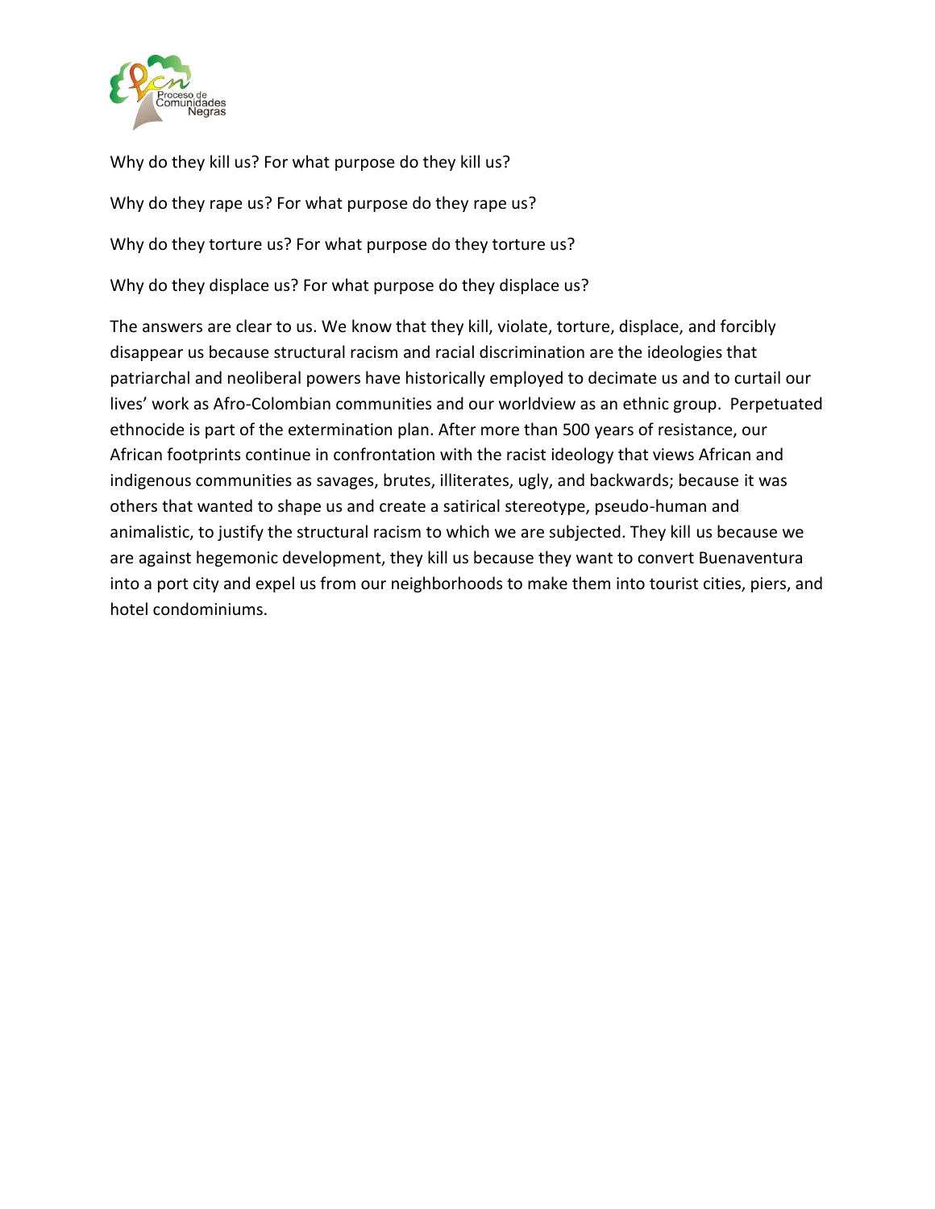Why do they kill us? For what purpose do they kill us?

Why do they rape us? For what purpose do they rape us?

Why do they torture us? For what purpose do they torture us?

Why do they displace us? For what purpose do they displace us?

The answers are clear to us. We know that they kill, violate, torture, displace, and forcibly disappear us because structural racism and racial discrimination are the ideologies that patriarchal and neoliberal powers have historically employed to decimate us and to curtail our lives' work as Afro-Colombian communities and our worldview as an ethnic group. Perpetuated ethnocide is part of the extermination plan. After more than 500 years of resistance, our African footprints continue in confrontation with the racist ideology that views African and indigenous communities as savages, brutes, illiterates, ugly, and backwards; because it was others that wanted to shape us and create a satirical stereotype, pseudo-human and animalistic, to justify the structural racism to which we are subjected. They kill us because we are against hegemonic development, they kill us because they want to convert Buenaventura into a port city and expel us from our neighborhoods to make them into tourist cities, piers, and hotel condominiums.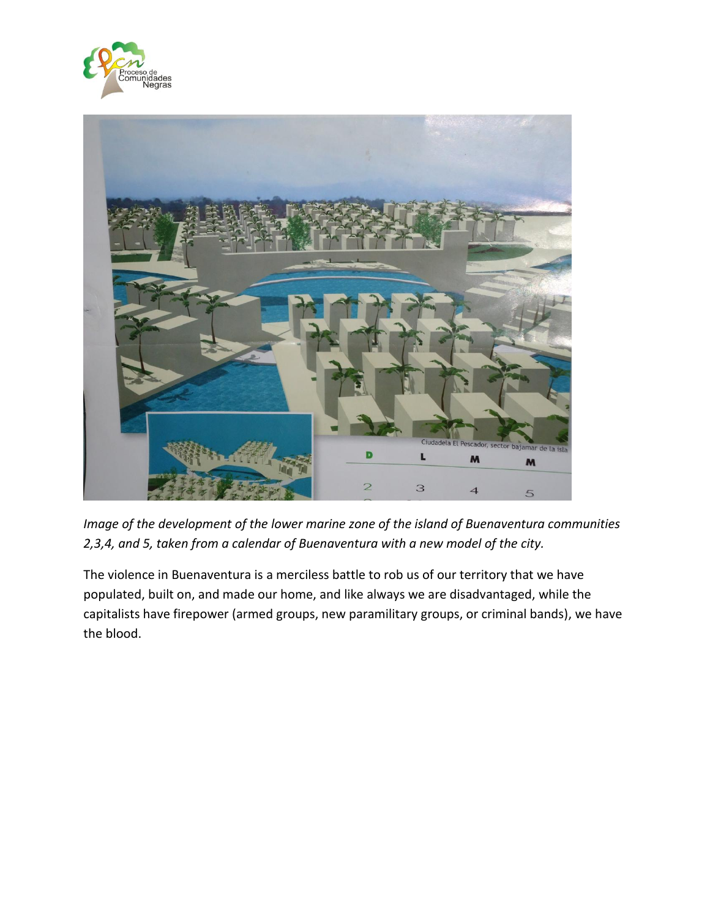*Image of the development of the lower marine zone of the island of Buenaventura communities 2,3,4, and 5, taken from a calendar of Buenaventura with a new model of the city.*

The violence in Buenaventura is a merciless battle to rob us of our territory that we have populated, built on, and made our home, and like always we are disadvantaged, while the capitalists have firepower (armed groups, new paramilitary groups, or criminal bands), we have the blood.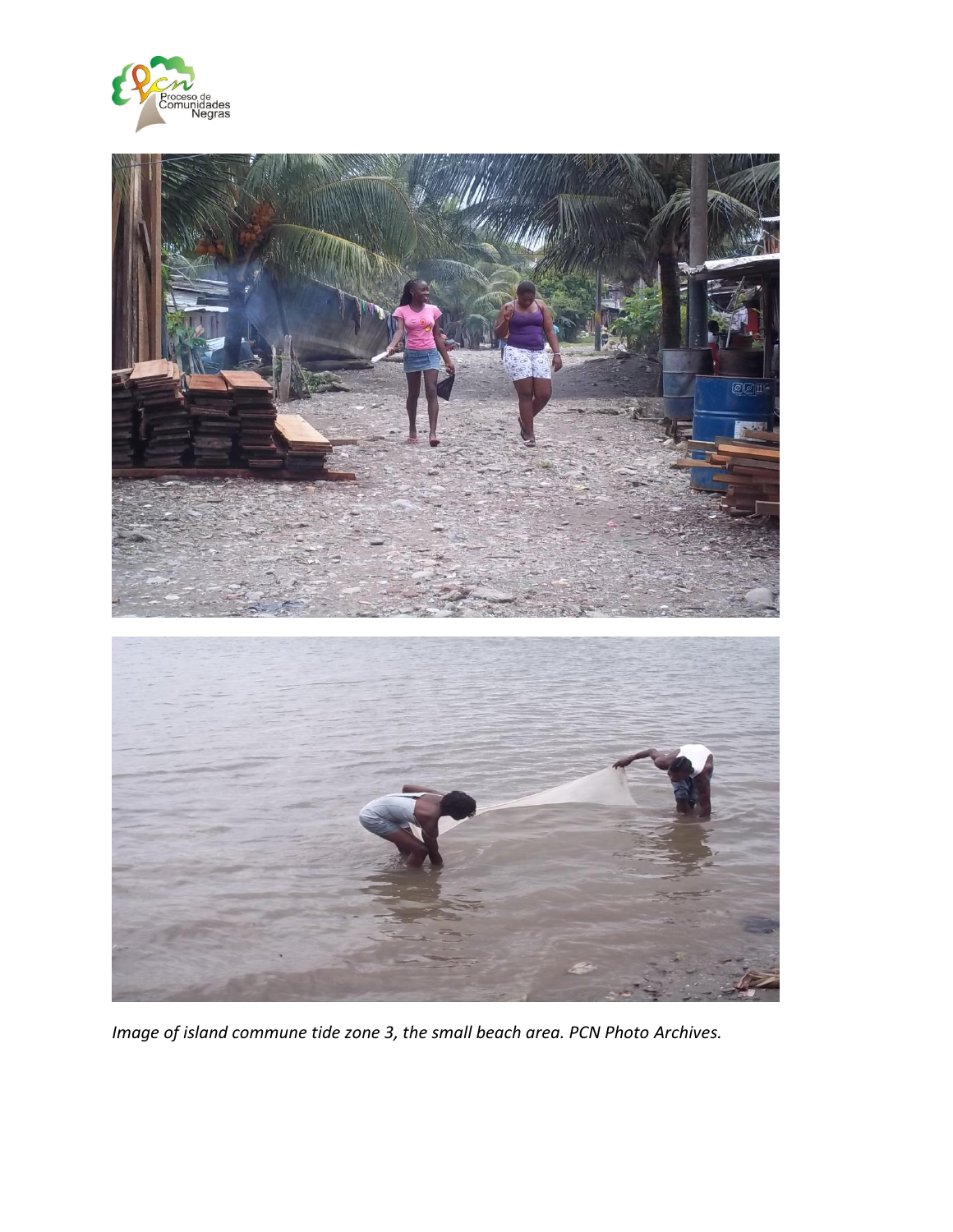*Image of island commune tide zone 3, the small beach area. PCN Photo Archives.*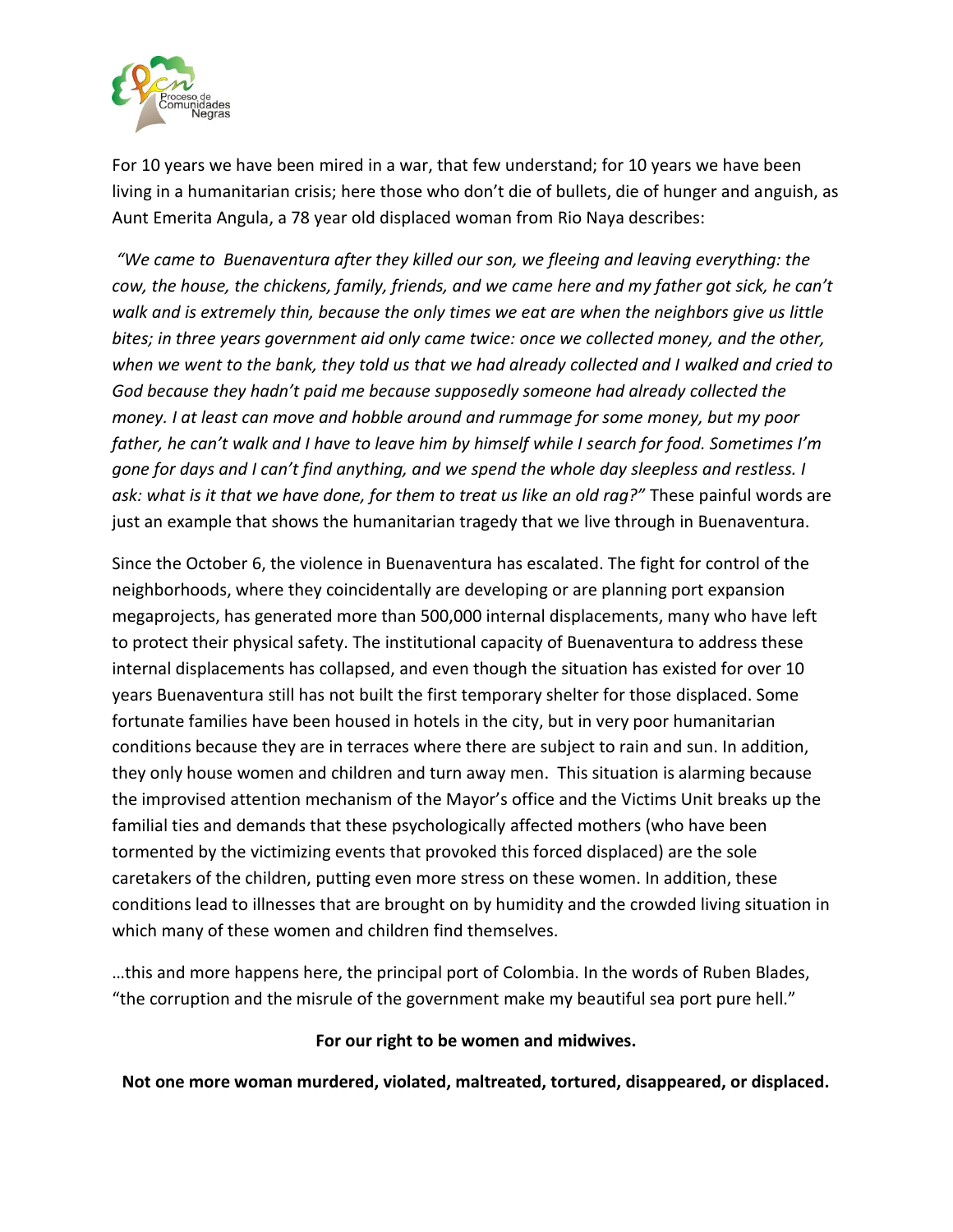For 10 years we have been mired in a war, that few understand; for 10 years we have been living in a humanitarian crisis; here those who don't die of bullets, die of hunger and anguish, as Aunt Emerita Angula, a 78 year old displaced woman from Rio Naya describes:

*"We came to Buenaventura after they killed our son, we fleeing and leaving everything: the cow, the house, the chickens, family, friends, and we came here and my father got sick, he can't walk and is extremely thin, because the only times we eat are when the neighbors give us little bites; in three years government aid only came twice: once we collected money, and the other, when we went to the bank, they told us that we had already collected and I walked and cried to God because they hadn't paid me because supposedly someone had already collected the money. I at least can move and hobble around and rummage for some money, but my poor father, he can't walk and I have to leave him by himself while I search for food. Sometimes I'm gone for days and I can't find anything, and we spend the whole day sleepless and restless. I ask: what is it that we have done, for them to treat us like an old rag?"* These painful words are just an example that shows the humanitarian tragedy that we live through in Buenaventura.

Since the October 6, the violence in Buenaventura has escalated. The fight for control of the neighborhoods, where they coincidentally are developing or are planning port expansion megaprojects, has generated more than 500,000 internal displacements, many who have left to protect their physical safety. The institutional capacity of Buenaventura to address these internal displacements has collapsed, and even though the situation has existed for over 10 years Buenaventura still has not built the first temporary shelter for those displaced. Some fortunate families have been housed in hotels in the city, but in very poor humanitarian conditions because they are in terraces where there are subject to rain and sun. In addition, they only house women and children and turn away men. This situation is alarming because the improvised attention mechanism of the Mayor's office and the Victims Unit breaks up the familial ties and demands that these psychologically affected mothers (who have been tormented by the victimizing events that provoked this forced displaced) are the sole caretakers of the children, putting even more stress on these women. In addition, these conditions lead to illnesses that are brought on by humidity and the crowded living situation in which many of these women and children find themselves.

…this and more happens here, the principal port of Colombia. In the words of Ruben Blades, "the corruption and the misrule of the government make my beautiful sea port pure hell."

**For our right to be women and midwives.**

**Not one more woman murdered, violated, maltreated, tortured, disappeared, or displaced.**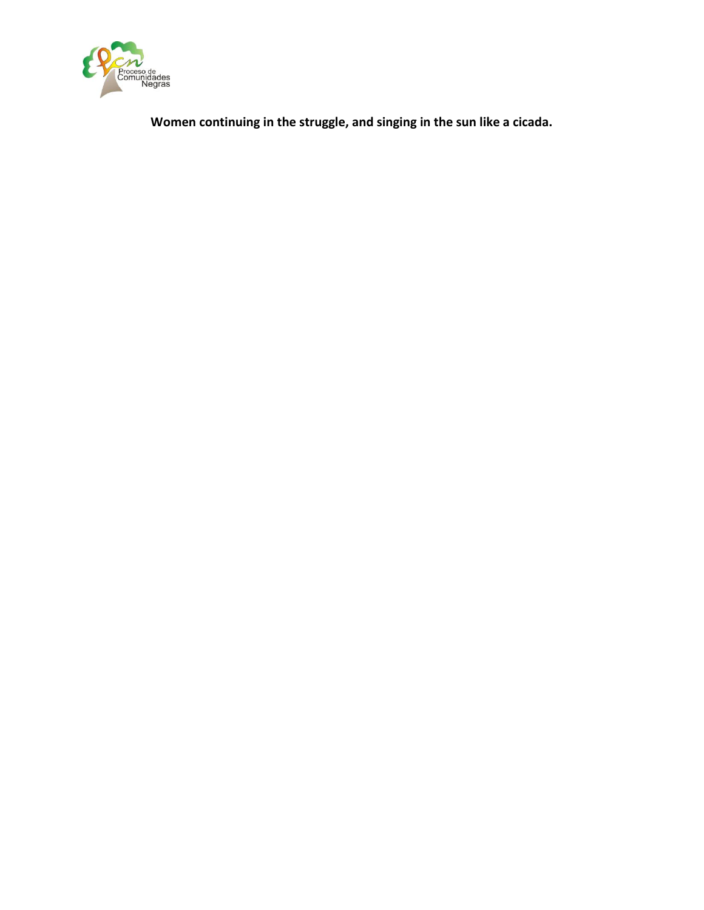**Women continuing in the struggle, and singing in the sun like a cicada.**